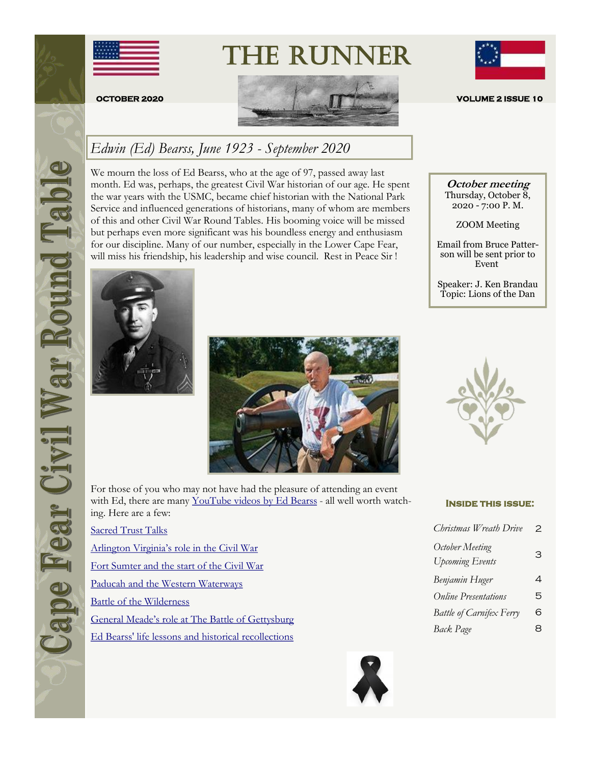# THE RUNNER

**Cape Fear Civil War Round Table**

**OCTOBER 2020** — **VOLUME 2 ISSUE 10**

## *Edwin (Ed) Bearss, June 1923 - September 2020*

We mourn the loss of Ed Bearss, who at the age of 97, passed away last month. Ed was, perhaps, the greatest Civil War historian of our age. He spent the war years with the USMC, became chief historian with the National Park Service and influenced generations of historians, many of whom are members of this and other Civil War Round Tables. His booming voice will be missed but perhaps even more significant was his boundless energy and enthusiasm for our discipline. Many of our number, especially in the Lower Cape Fear, will miss his friendship, his leadership and wise council. Rest in Peace Sir !

For those of you who may not have had the pleasure of attending an event with Ed, there are many YouTube videos by Ed Bearss - all well worth watching. Here are a few:

- Sacred Trust Talks
- Arlington Virginia's role in the Civil War
- Fort Sumter and the start of the Civil War
- Paducah and the Western Waterways
- Battle of the Wilderness
- General Meade's role at The Battle of Gettysburg
- Ed Bearss' life lessons and historical recollections

---

***October meeting***

Thursday, October 8, 2020 - 7:00 P. M.

ZOOM Meeting

Email from Bruce Patterson will be sent prior to Event

Speaker: J. Ken Brandau
Topic: Lions of the Dan

---

**INSIDE THIS ISSUE:**

| | |
|---|---|
| *Christmas Wreath Drive* | 2 |
| *October Meeting*<br>*Upcoming Events* | 3 |
| *Benjamin Huger* | 4 |
| *Online Presentations* | 5 |
| *Battle of Carnifex Ferry* | 6 |
| *Back Page* | 8 |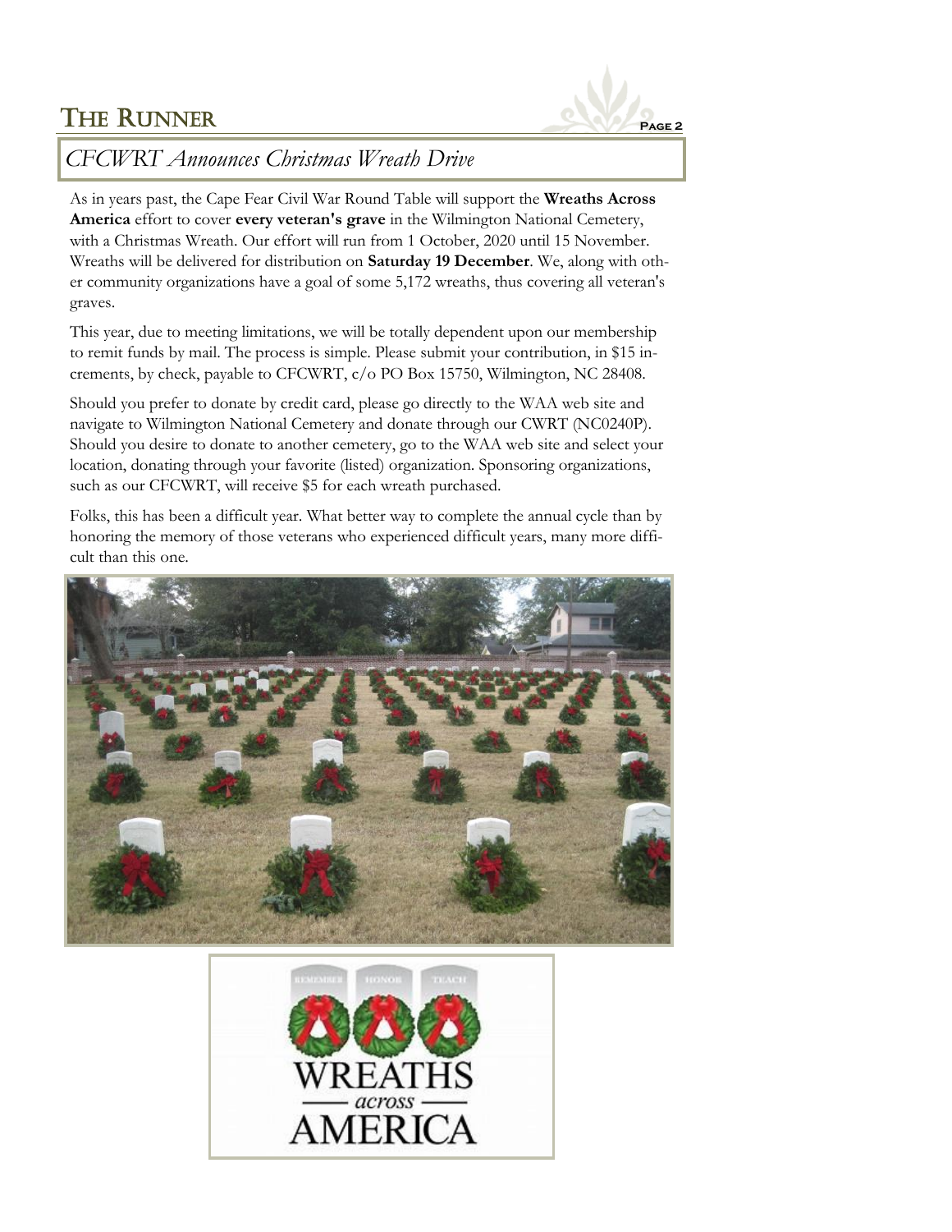## *CFCWRT Announces Christmas Wreath Drive*

As in years past, the Cape Fear Civil War Round Table will support the **Wreaths Across America** effort to cover **every veteran's grave** in the Wilmington National Cemetery, with a Christmas Wreath. Our effort will run from 1 October, 2020 until 15 November. Wreaths will be delivered for distribution on **Saturday 19 December**. We, along with other community organizations have a goal of some 5,172 wreaths, thus covering all veteran's graves.

This year, due to meeting limitations, we will be totally dependent upon our membership to remit funds by mail. The process is simple. Please submit your contribution, in $15 increments, by check, payable to CFCWRT, c/o PO Box 15750, Wilmington, NC 28408.

Should you prefer to donate by credit card, please go directly to the WAA web site and navigate to Wilmington National Cemetery and donate through our CWRT (NC0240P). Should you desire to donate to another cemetery, go to the WAA web site and select your location, donating through your favorite (listed) organization. Sponsoring organizations, such as our CFCWRT, will receive $5 for each wreath purchased.

Folks, this has been a difficult year. What better way to complete the annual cycle than by honoring the memory of those veterans who experienced difficult years, many more difficult than this one.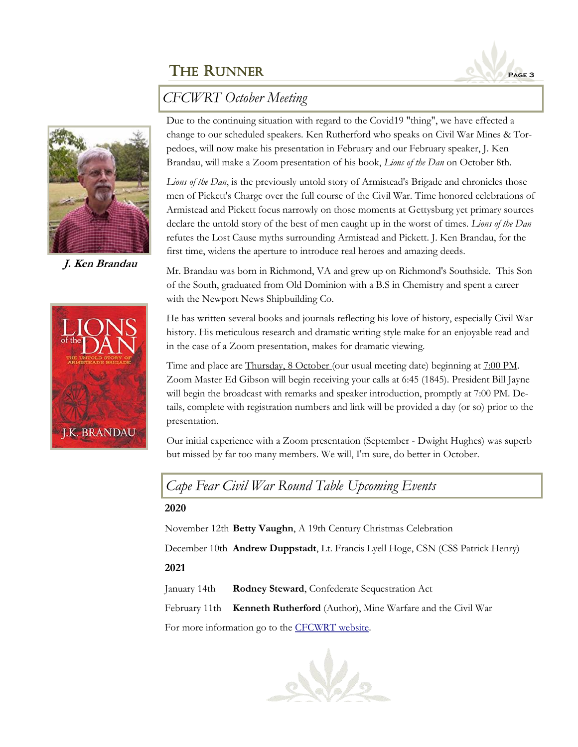## CFCWRT October Meeting

**J. Ken Brandau**

Due to the continuing situation with regard to the Covid19 "thing", we have effected a change to our scheduled speakers. Ken Rutherford who speaks on Civil War Mines & Torpedoes, will now make his presentation in February and our February speaker, J. Ken Brandau, will make a Zoom presentation of his book, *Lions of the Dan* on October 8th.

*Lions of the Dan*, is the previously untold story of Armistead's Brigade and chronicles those men of Pickett's Charge over the full course of the Civil War. Time honored celebrations of Armistead and Pickett focus narrowly on those moments at Gettysburg yet primary sources declare the untold story of the best of men caught up in the worst of times. *Lions of the Dan* refutes the Lost Cause myths surrounding Armistead and Pickett. J. Ken Brandau, for the first time, widens the aperture to introduce real heroes and amazing deeds.

Mr. Brandau was born in Richmond, VA and grew up on Richmond's Southside. This Son of the South, graduated from Old Dominion with a B.S in Chemistry and spent a career with the Newport News Shipbuilding Co.

He has written several books and journals reflecting his love of history, especially Civil War history. His meticulous research and dramatic writing style make for an enjoyable read and in the case of a Zoom presentation, makes for dramatic viewing.

Time and place are Thursday, 8 October (our usual meeting date) beginning at 7:00 PM. Zoom Master Ed Gibson will begin receiving your calls at 6:45 (1845). President Bill Jayne will begin the broadcast with remarks and speaker introduction, promptly at 7:00 PM. Details, complete with registration numbers and link will be provided a day (or so) prior to the presentation.

Our initial experience with a Zoom presentation (September - Dwight Hughes) was superb but missed by far too many members. We will, I'm sure, do better in October.

## Cape Fear Civil War Round Table Upcoming Events

**2020**

November 12th **Betty Vaughn**, A 19th Century Christmas Celebration

December 10th **Andrew Duppstadt**, Lt. Francis Lyell Hoge, CSN (CSS Patrick Henry)

**2021**

January 14th **Rodney Steward**, Confederate Sequestration Act

February 11th **Kenneth Rutherford** (Author), Mine Warfare and the Civil War

For more information go to the CFCWRT website.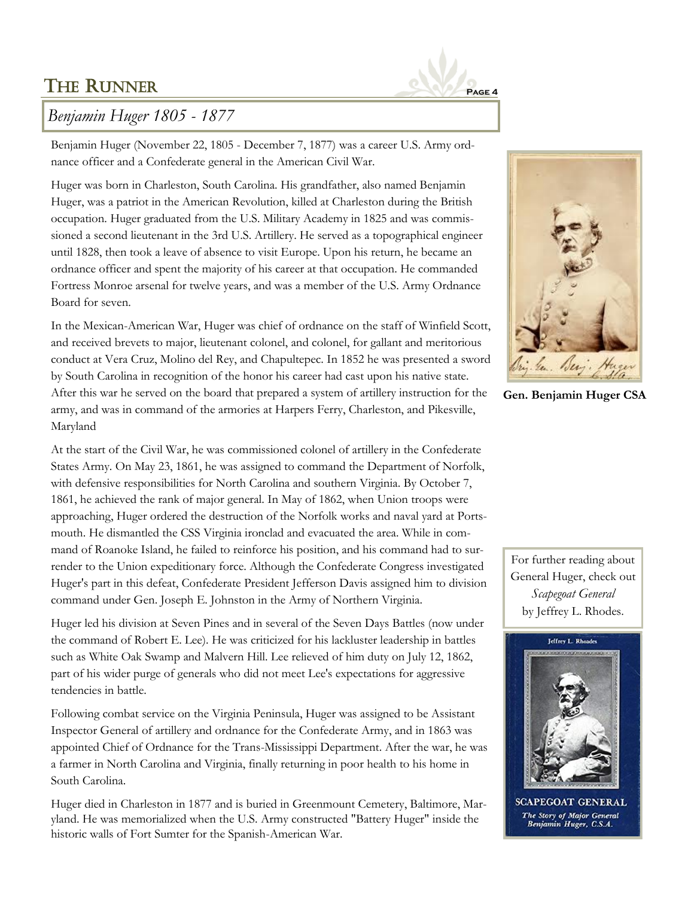# Benjamin Huger 1805 - 1877

Benjamin Huger (November 22, 1805 - December 7, 1877) was a career U.S. Army ordnance officer and a Confederate general in the American Civil War.

Huger was born in Charleston, South Carolina. His grandfather, also named Benjamin Huger, was a patriot in the American Revolution, killed at Charleston during the British occupation. Huger graduated from the U.S. Military Academy in 1825 and was commissioned a second lieutenant in the 3rd U.S. Artillery. He served as a topographical engineer until 1828, then took a leave of absence to visit Europe. Upon his return, he became an ordnance officer and spent the majority of his career at that occupation. He commanded Fortress Monroe arsenal for twelve years, and was a member of the U.S. Army Ordnance Board for seven.

In the Mexican-American War, Huger was chief of ordnance on the staff of Winfield Scott, and received brevets to major, lieutenant colonel, and colonel, for gallant and meritorious conduct at Vera Cruz, Molino del Rey, and Chapultepec. In 1852 he was presented a sword by South Carolina in recognition of the honor his career had cast upon his native state. After this war he served on the board that prepared a system of artillery instruction for the army, and was in command of the armories at Harpers Ferry, Charleston, and Pikesville, Maryland

At the start of the Civil War, he was commissioned colonel of artillery in the Confederate States Army. On May 23, 1861, he was assigned to command the Department of Norfolk, with defensive responsibilities for North Carolina and southern Virginia. By October 7, 1861, he achieved the rank of major general. In May of 1862, when Union troops were approaching, Huger ordered the destruction of the Norfolk works and naval yard at Portsmouth. He dismantled the CSS Virginia ironclad and evacuated the area. While in command of Roanoke Island, he failed to reinforce his position, and his command had to surrender to the Union expeditionary force. Although the Confederate Congress investigated Huger's part in this defeat, Confederate President Jefferson Davis assigned him to division command under Gen. Joseph E. Johnston in the Army of Northern Virginia.

Huger led his division at Seven Pines and in several of the Seven Days Battles (now under the command of Robert E. Lee). He was criticized for his lackluster leadership in battles such as White Oak Swamp and Malvern Hill. Lee relieved of him duty on July 12, 1862, part of his wider purge of generals who did not meet Lee's expectations for aggressive tendencies in battle.

Following combat service on the Virginia Peninsula, Huger was assigned to be Assistant Inspector General of artillery and ordnance for the Confederate Army, and in 1863 was appointed Chief of Ordnance for the Trans-Mississippi Department. After the war, he was a farmer in North Carolina and Virginia, finally returning in poor health to his home in South Carolina.

Huger died in Charleston in 1877 and is buried in Greenmount Cemetery, Baltimore, Maryland. He was memorialized when the U.S. Army constructed "Battery Huger" inside the historic walls of Fort Sumter for the Spanish-American War.

**Gen. Benjamin Huger CSA**

For further reading about General Huger, check out *Scapegoat General* by Jeffrey L. Rhodes.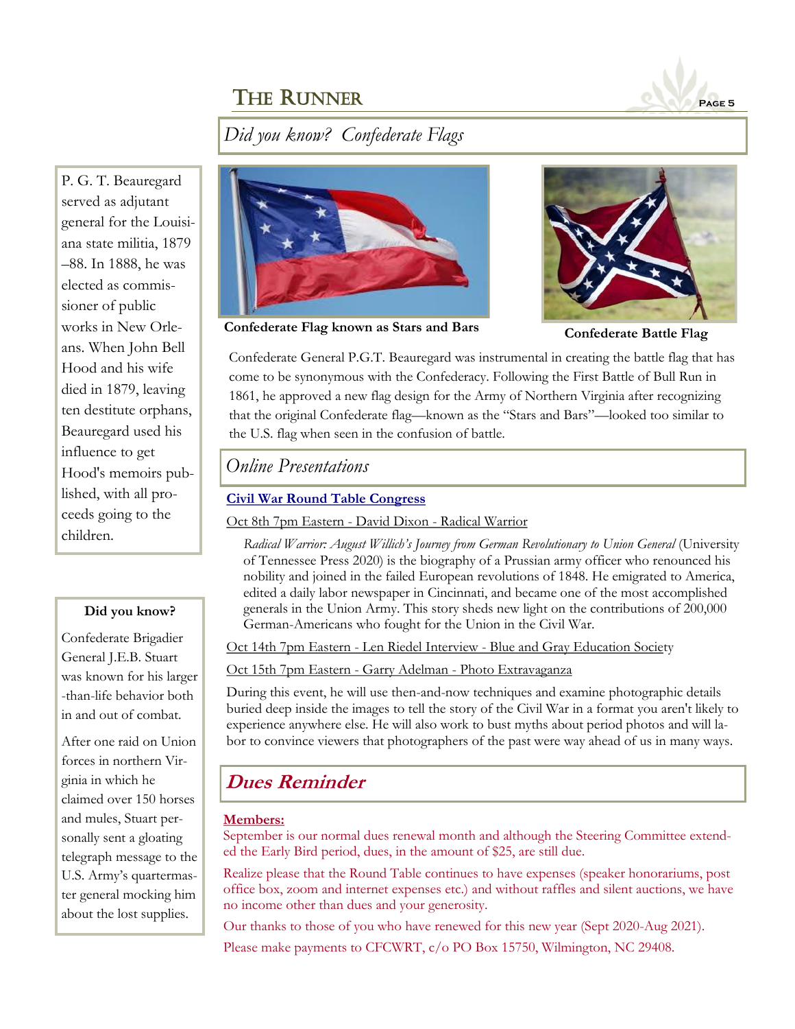## Did you know? Confederate Flags

Confederate Flag known as Stars and Bars

Confederate Battle Flag

Confederate General P.G.T. Beauregard was instrumental in creating the battle flag that has come to be synonymous with the Confederacy. Following the First Battle of Bull Run in 1861, he approved a new flag design for the Army of Northern Virginia after recognizing that the original Confederate flag—known as the "Stars and Bars"—looked too similar to the U.S. flag when seen in the confusion of battle.

P. G. T. Beauregard served as adjutant general for the Louisiana state militia, 1879–88. In 1888, he was elected as commissioner of public works in New Orleans. When John Bell Hood and his wife died in 1879, leaving ten destitute orphans, Beauregard used his influence to get Hood's memoirs published, with all proceeds going to the children.

## Online Presentations

**Civil War Round Table Congress**

Oct 8th 7pm Eastern - David Dixon - Radical Warrior

*Radical Warrior: August Willich's Journey from German Revolutionary to Union General* (University of Tennessee Press 2020) is the biography of a Prussian army officer who renounced his nobility and joined in the failed European revolutions of 1848. He emigrated to America, edited a daily labor newspaper in Cincinnati, and became one of the most accomplished generals in the Union Army. This story sheds new light on the contributions of 200,000 German-Americans who fought for the Union in the Civil War.

Oct 14th 7pm Eastern - Len Riedel Interview - Blue and Gray Education Society

Oct 15th 7pm Eastern - Garry Adelman - Photo Extravaganza

During this event, he will use then-and-now techniques and examine photographic details buried deep inside the images to tell the story of the Civil War in a format you aren't likely to experience anywhere else. He will also work to bust myths about period photos and will labor to convince viewers that photographers of the past were way ahead of us in many ways.

**Did you know?**

Confederate Brigadier General J.E.B. Stuart was known for his larger-than-life behavior both in and out of combat.

After one raid on Union forces in northern Virginia in which he claimed over 150 horses and mules, Stuart personally sent a gloating telegraph message to the U.S. Army's quartermaster general mocking him about the lost supplies.

## Dues Reminder

**Members:**

September is our normal dues renewal month and although the Steering Committee extended the Early Bird period, dues, in the amount of $25, are still due.

Realize please that the Round Table continues to have expenses (speaker honorariums, post office box, zoom and internet expenses etc.) and without raffles and silent auctions, we have no income other than dues and your generosity.

Our thanks to those of you who have renewed for this new year (Sept 2020-Aug 2021).

Please make payments to CFCWRT, c/o PO Box 15750, Wilmington, NC 29408.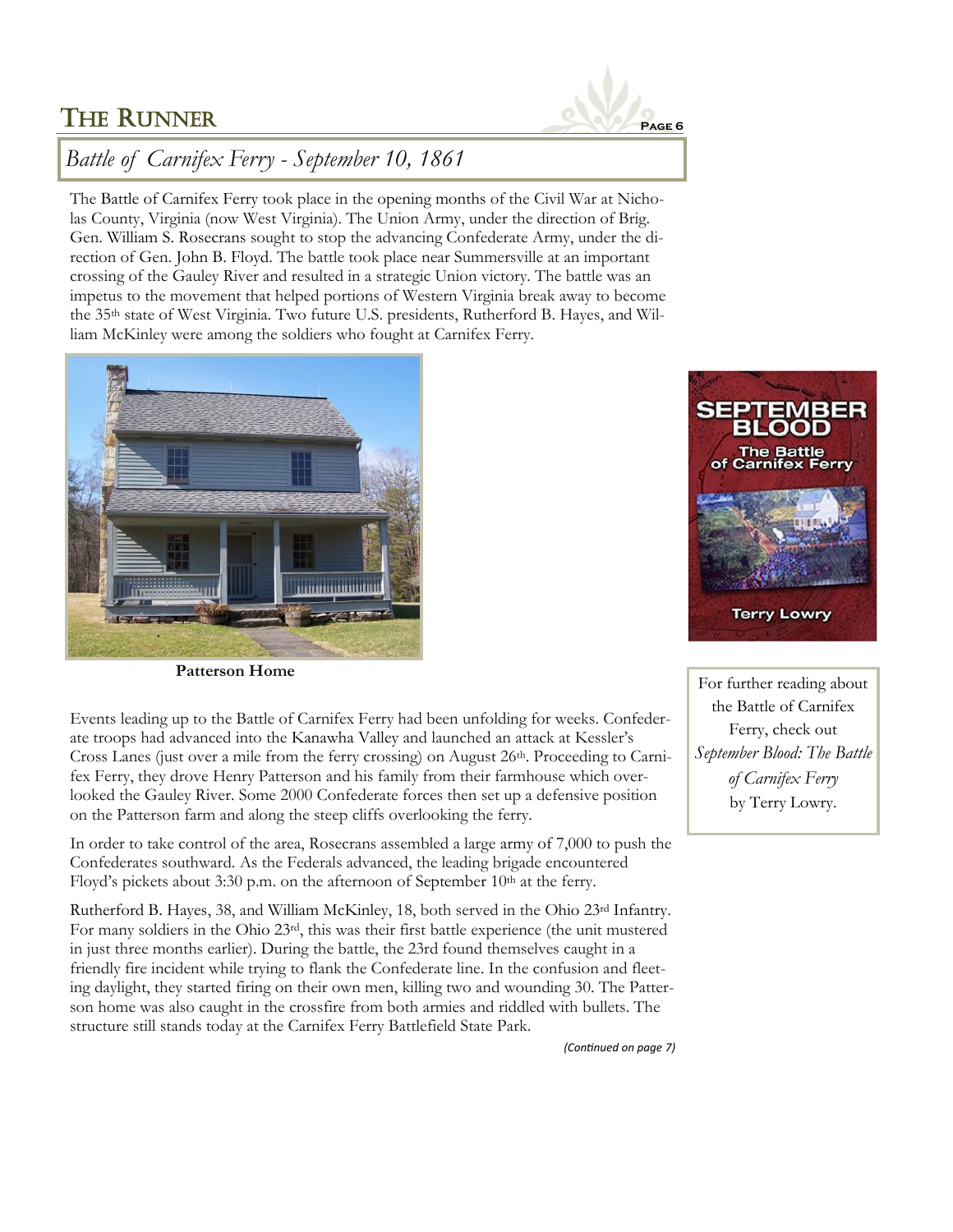## Battle of Carnifex Ferry - September 10, 1861

The Battle of Carnifex Ferry took place in the opening months of the Civil War at Nicholas County, Virginia (now West Virginia). The Union Army, under the direction of Brig. Gen. William S. Rosecrans sought to stop the advancing Confederate Army, under the direction of Gen. John B. Floyd. The battle took place near Summersville at an important crossing of the Gauley River and resulted in a strategic Union victory. The battle was an impetus to the movement that helped portions of Western Virginia break away to become the 35th state of West Virginia. Two future U.S. presidents, Rutherford B. Hayes, and William McKinley were among the soldiers who fought at Carnifex Ferry.

**Patterson Home**

Events leading up to the Battle of Carnifex Ferry had been unfolding for weeks. Confederate troops had advanced into the Kanawha Valley and launched an attack at Kessler's Cross Lanes (just over a mile from the ferry crossing) on August 26th. Proceeding to Carnifex Ferry, they drove Henry Patterson and his family from their farmhouse which overlooked the Gauley River. Some 2000 Confederate forces then set up a defensive position on the Patterson farm and along the steep cliffs overlooking the ferry.

In order to take control of the area, Rosecrans assembled a large army of 7,000 to push the Confederates southward. As the Federals advanced, the leading brigade encountered Floyd's pickets about 3:30 p.m. on the afternoon of September 10th at the ferry.

Rutherford B. Hayes, 38, and William McKinley, 18, both served in the Ohio 23rd Infantry. For many soldiers in the Ohio 23rd, this was their first battle experience (the unit mustered in just three months earlier). During the battle, the 23rd found themselves caught in a friendly fire incident while trying to flank the Confederate line. In the confusion and fleeting daylight, they started firing on their own men, killing two and wounding 30. The Patterson home was also caught in the crossfire from both armies and riddled with bullets. The structure still stands today at the Carnifex Ferry Battlefield State Park.

*(Continued on page 7)*

For further reading about the Battle of Carnifex Ferry, check out *September Blood: The Battle of Carnifex Ferry* by Terry Lowry.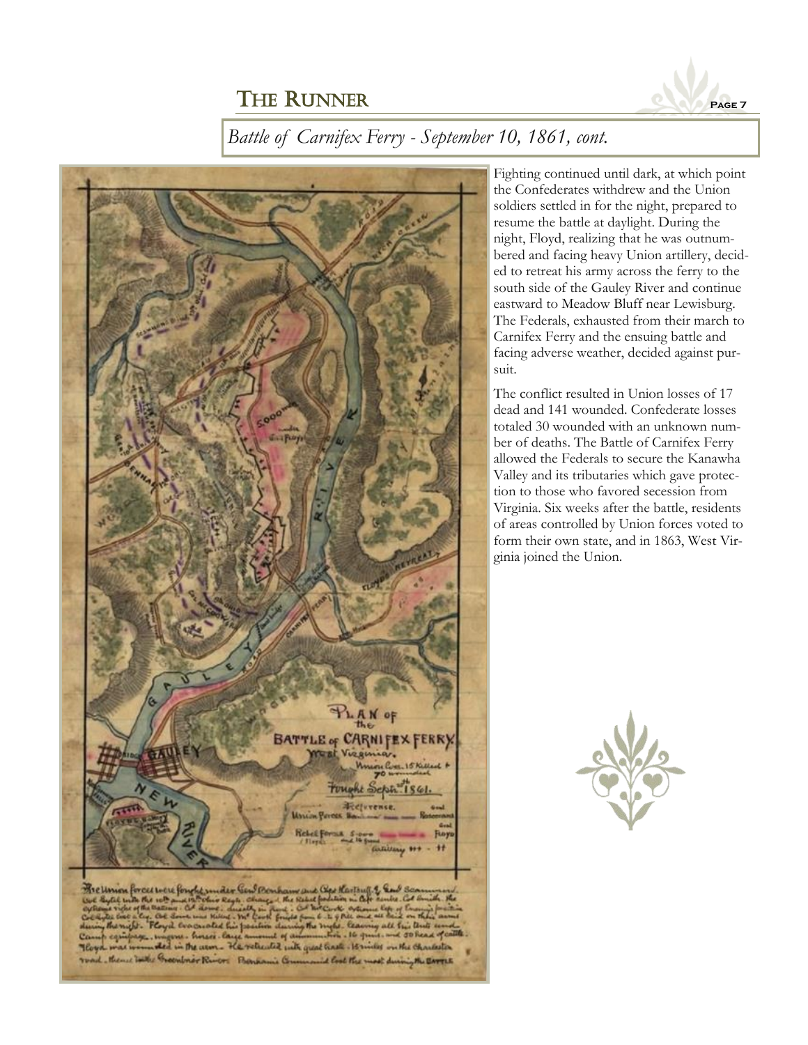## Battle of Carnifex Ferry - September 10, 1861, cont.

Fighting continued until dark, at which point the Confederates withdrew and the Union soldiers settled in for the night, prepared to resume the battle at daylight. During the night, Floyd, realizing that he was outnumbered and facing heavy Union artillery, decided to retreat his army across the ferry to the south side of the Gauley River and continue eastward to Meadow Bluff near Lewisburg. The Federals, exhausted from their march to Carnifex Ferry and the ensuing battle and facing adverse weather, decided against pursuit.

The conflict resulted in Union losses of 17 dead and 141 wounded. Confederate losses totaled 30 wounded with an unknown number of deaths. The Battle of Carnifex Ferry allowed the Federals to secure the Kanawha Valley and its tributaries which gave protection to those who favored secession from Virginia. Six weeks after the battle, residents of areas controlled by Union forces voted to form their own state, and in 1863, West Virginia joined the Union.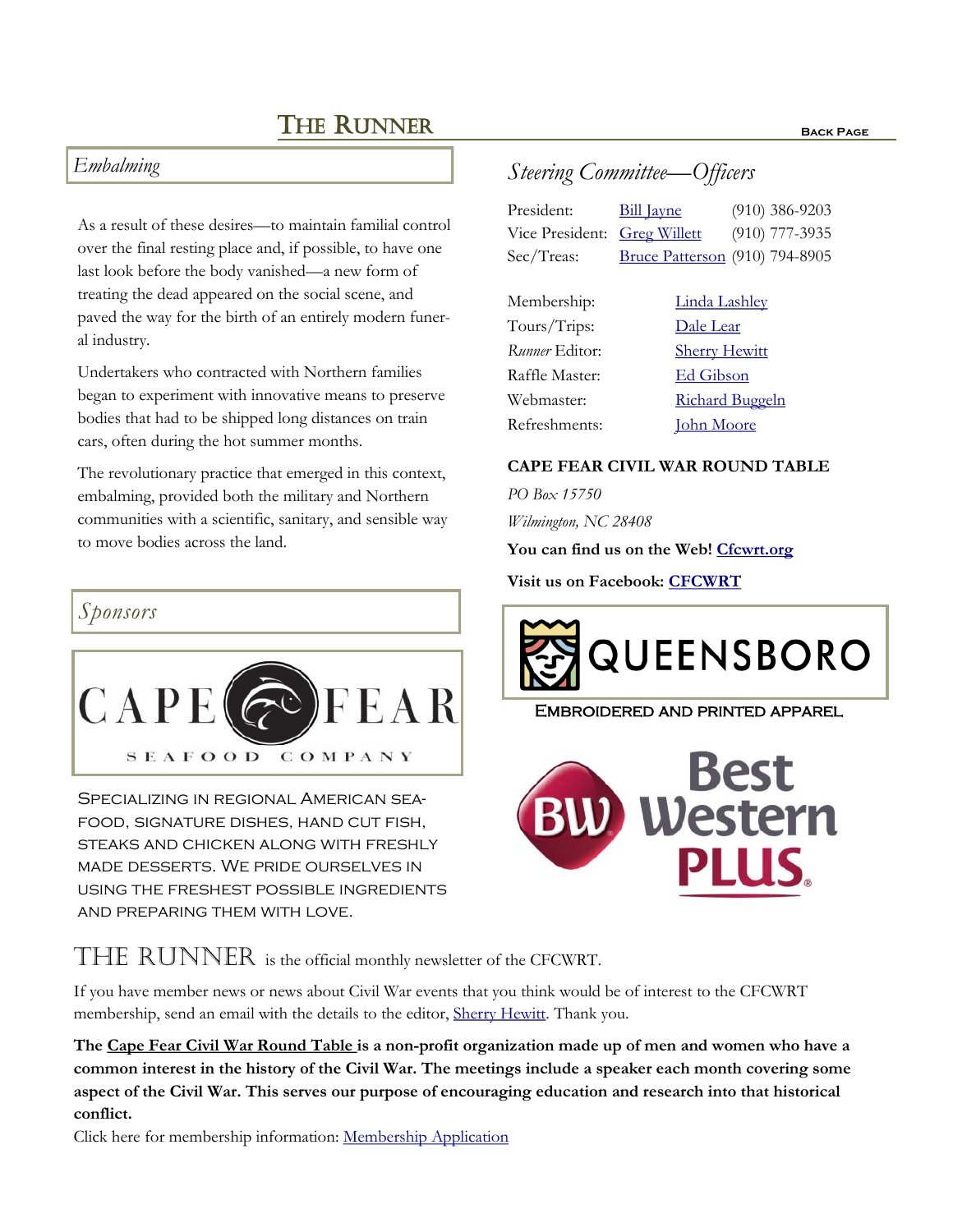## Embalming

As a result of these desires—to maintain familial control over the final resting place and, if possible, to have one last look before the body vanished—a new form of treating the dead appeared on the social scene, and paved the way for the birth of an entirely modern funeral industry.

Undertakers who contracted with Northern families began to experiment with innovative means to preserve bodies that had to be shipped long distances on train cars, often during the hot summer months.

The revolutionary practice that emerged in this context, embalming, provided both the military and Northern communities with a scientific, sanitary, and sensible way to move bodies across the land.

## Sponsors

CAPE FEAR SEAFOOD COMPANY

SPECIALIZING IN REGIONAL AMERICAN SEAFOOD, SIGNATURE DISHES, HAND CUT FISH, STEAKS AND CHICKEN ALONG WITH FRESHLY MADE DESSERTS. WE PRIDE OURSELVES IN USING THE FRESHEST POSSIBLE INGREDIENTS AND PREPARING THEM WITH LOVE.

## Steering Committee—Officers

| | | |
|---|---|---|
| President: | Bill Jayne | (910) 386-9203 |
| Vice President: | Greg Willett | (910) 777-3935 |
| Sec/Treas: | Bruce Patterson | (910) 794-8905 |

| | |
|---|---|
| Membership: | Linda Lashley |
| Tours/Trips: | Dale Lear |
| *Runner* Editor: | Sherry Hewitt |
| Raffle Master: | Ed Gibson |
| Webmaster: | Richard Buggeln |
| Refreshments: | John Moore |

**CAPE FEAR CIVIL WAR ROUND TABLE**

*PO Box 15750*

*Wilmington, NC 28408*

**You can find us on the Web! Cfcwrt.org**

**Visit us on Facebook: CFCWRT**

QUEENSBORO

EMBROIDERED AND PRINTED APPAREL

Best Western PLUS

THE RUNNER is the official monthly newsletter of the CFCWRT.

If you have member news or news about Civil War events that you think would be of interest to the CFCWRT membership, send an email with the details to the editor, Sherry Hewitt. Thank you.

**The Cape Fear Civil War Round Table is a non-profit organization made up of men and women who have a common interest in the history of the Civil War. The meetings include a speaker each month covering some aspect of the Civil War. This serves our purpose of encouraging education and research into that historical conflict.**

Click here for membership information: Membership Application